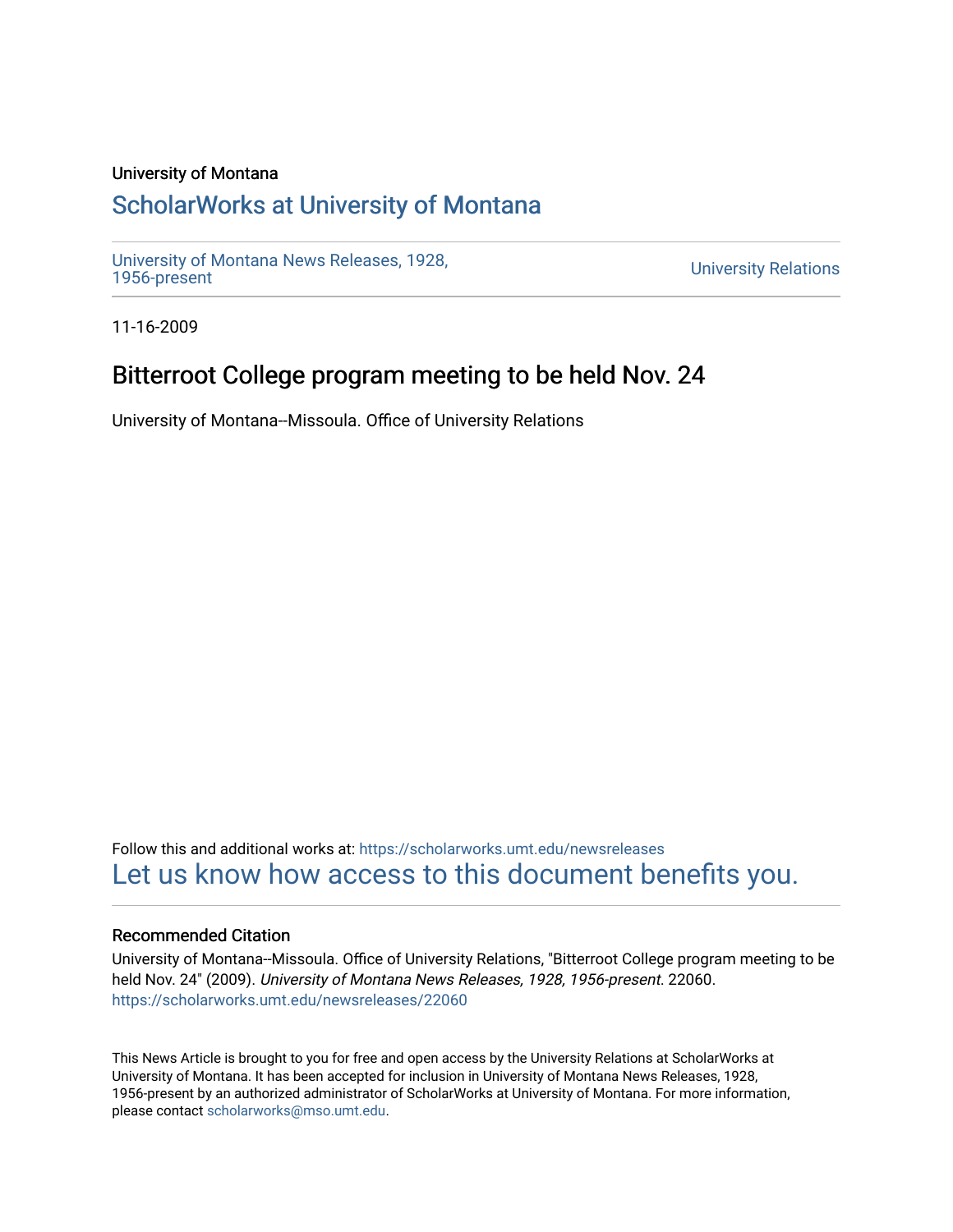University of Montana

## ScholarWorks at University of Montana

University of Montana News Releases, 1928, 1956-present

University Relations

11-16-2009

# Bitterroot College program meeting to be held Nov. 24

University of Montana--Missoula. Office of University Relations

Follow this and additional works at: https://scholarworks.umt.edu/newsreleases

Let us know how access to this document benefits you.

### Recommended Citation

University of Montana--Missoula. Office of University Relations, "Bitterroot College program meeting to be held Nov. 24" (2009). *University of Montana News Releases, 1928, 1956-present*. 22060.
https://scholarworks.umt.edu/newsreleases/22060

This News Article is brought to you for free and open access by the University Relations at ScholarWorks at University of Montana. It has been accepted for inclusion in University of Montana News Releases, 1928, 1956-present by an authorized administrator of ScholarWorks at University of Montana. For more information, please contact scholarworks@mso.umt.edu.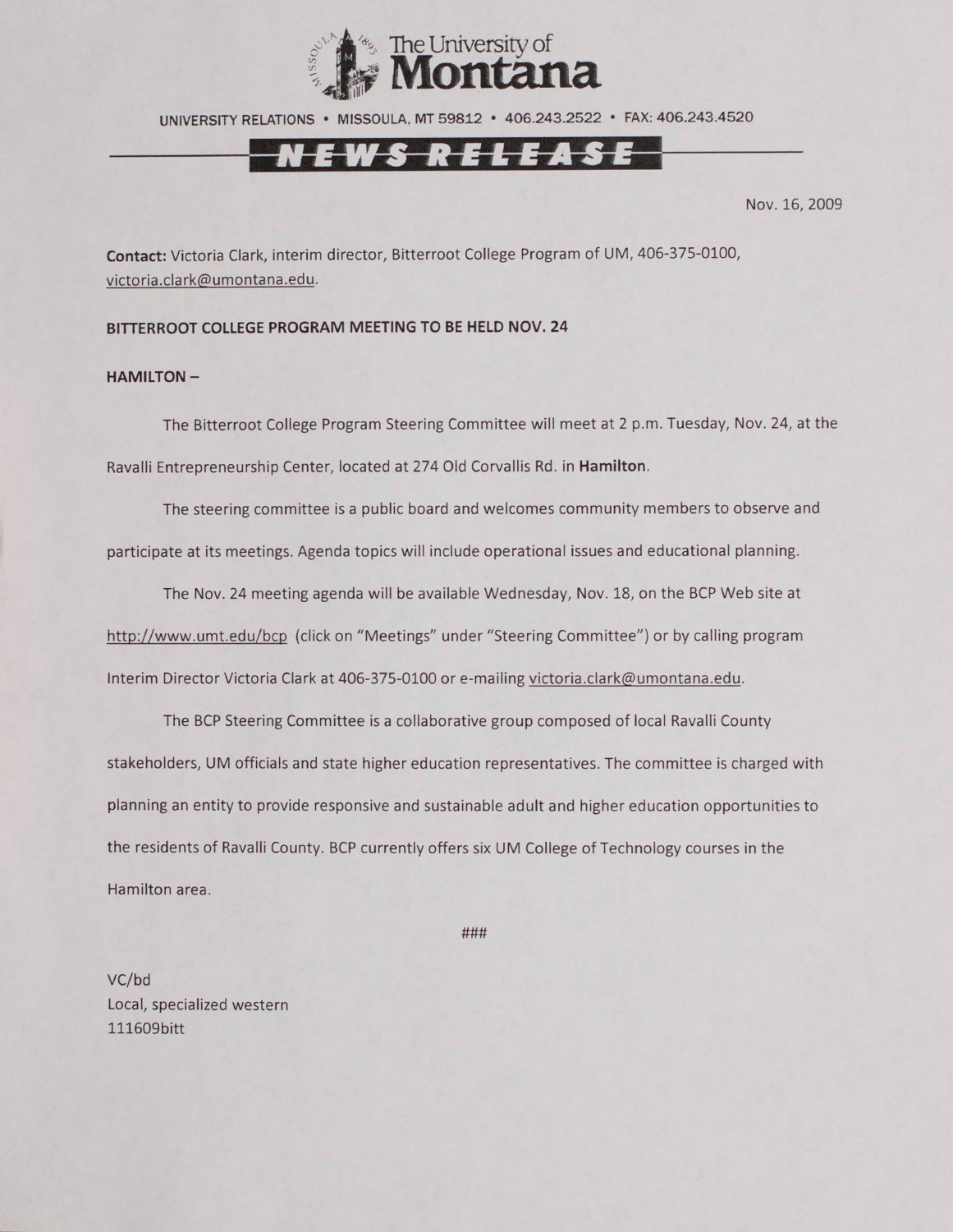The University of Montana

UNIVERSITY RELATIONS • MISSOULA, MT 59812 • 406.243.2522 • FAX: 406.243.4520

NEWS RELEASE

Nov. 16, 2009

**Contact:** Victoria Clark, interim director, Bitterroot College Program of UM, 406-375-0100, victoria.clark@umontana.edu.

**BITTERROOT COLLEGE PROGRAM MEETING TO BE HELD NOV. 24**

**HAMILTON –**

The Bitterroot College Program Steering Committee will meet at 2 p.m. Tuesday, Nov. 24, at the Ravalli Entrepreneurship Center, located at 274 Old Corvallis Rd. in **Hamilton**.

The steering committee is a public board and welcomes community members to observe and participate at its meetings. Agenda topics will include operational issues and educational planning.

The Nov. 24 meeting agenda will be available Wednesday, Nov. 18, on the BCP Web site at http://www.umt.edu/bcp (click on "Meetings" under "Steering Committee") or by calling program Interim Director Victoria Clark at 406-375-0100 or e-mailing victoria.clark@umontana.edu.

The BCP Steering Committee is a collaborative group composed of local Ravalli County stakeholders, UM officials and state higher education representatives. The committee is charged with planning an entity to provide responsive and sustainable adult and higher education opportunities to the residents of Ravalli County. BCP currently offers six UM College of Technology courses in the Hamilton area.

###

VC/bd
Local, specialized western
111609bitt